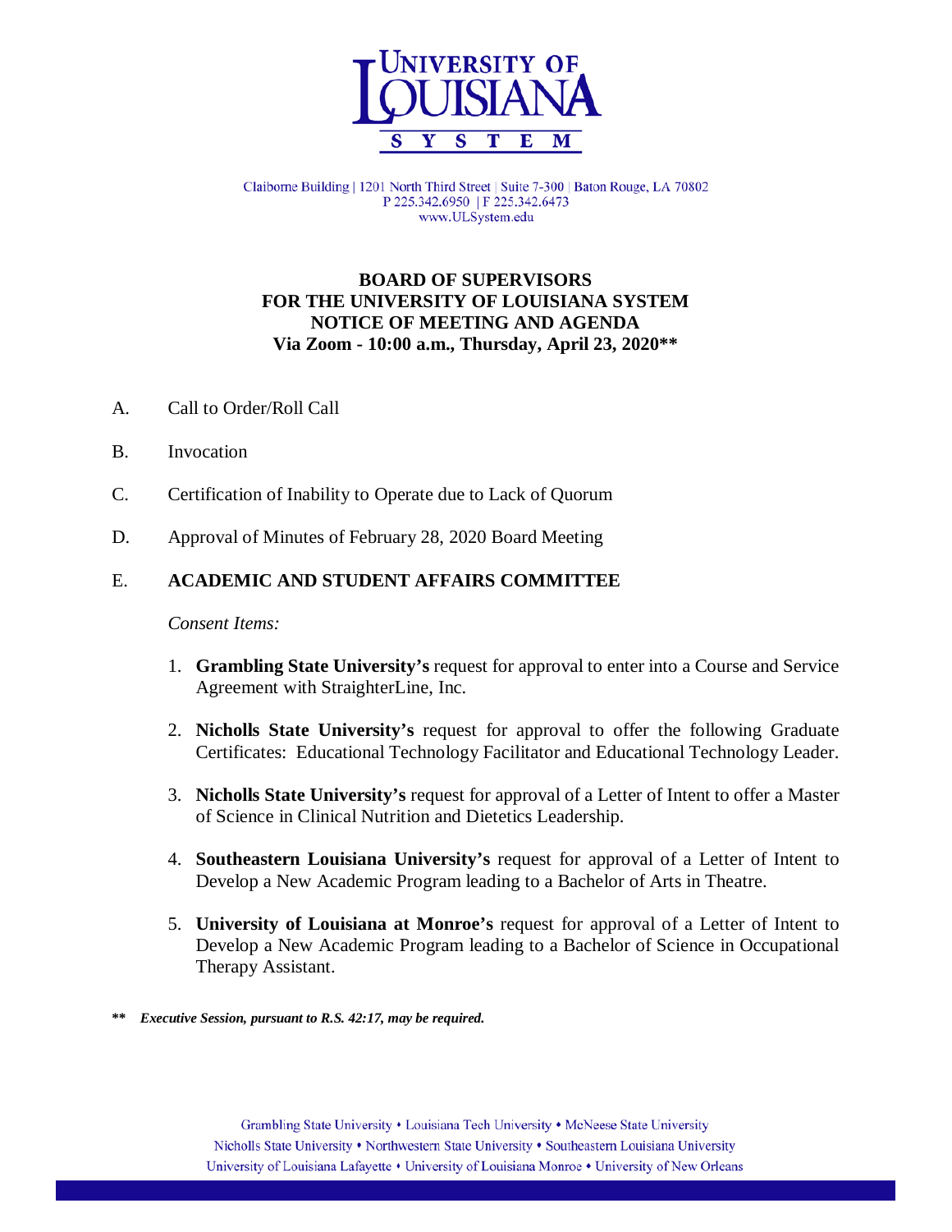UNIVERSITY OF LOUISIANA SYSTEM

Claiborne Building | 1201 North Third Street | Suite 7-300 | Baton Rouge, LA 70802
P 225.342.6950 | F 225.342.6473
www.ULSystem.edu

**BOARD OF SUPERVISORS**
**FOR THE UNIVERSITY OF LOUISIANA SYSTEM**
**NOTICE OF MEETING AND AGENDA**
**Via Zoom - 10:00 a.m., Thursday, April 23, 2020****

A. Call to Order/Roll Call

B. Invocation

C. Certification of Inability to Operate due to Lack of Quorum

D. Approval of Minutes of February 28, 2020 Board Meeting

E. **ACADEMIC AND STUDENT AFFAIRS COMMITTEE**

*Consent Items:*

1. **Grambling State University's** request for approval to enter into a Course and Service Agreement with StraighterLine, Inc.

2. **Nicholls State University's** request for approval to offer the following Graduate Certificates: Educational Technology Facilitator and Educational Technology Leader.

3. **Nicholls State University's** request for approval of a Letter of Intent to offer a Master of Science in Clinical Nutrition and Dietetics Leadership.

4. **Southeastern Louisiana University's** request for approval of a Letter of Intent to Develop a New Academic Program leading to a Bachelor of Arts in Theatre.

5. **University of Louisiana at Monroe's** request for approval of a Letter of Intent to Develop a New Academic Program leading to a Bachelor of Science in Occupational Therapy Assistant.

**\*\*** ***Executive Session, pursuant to R.S. 42:17, may be required.***

Grambling State University • Louisiana Tech University • McNeese State University
Nicholls State University • Northwestern State University • Southeastern Louisiana University
University of Louisiana Lafayette • University of Louisiana Monroe • University of New Orleans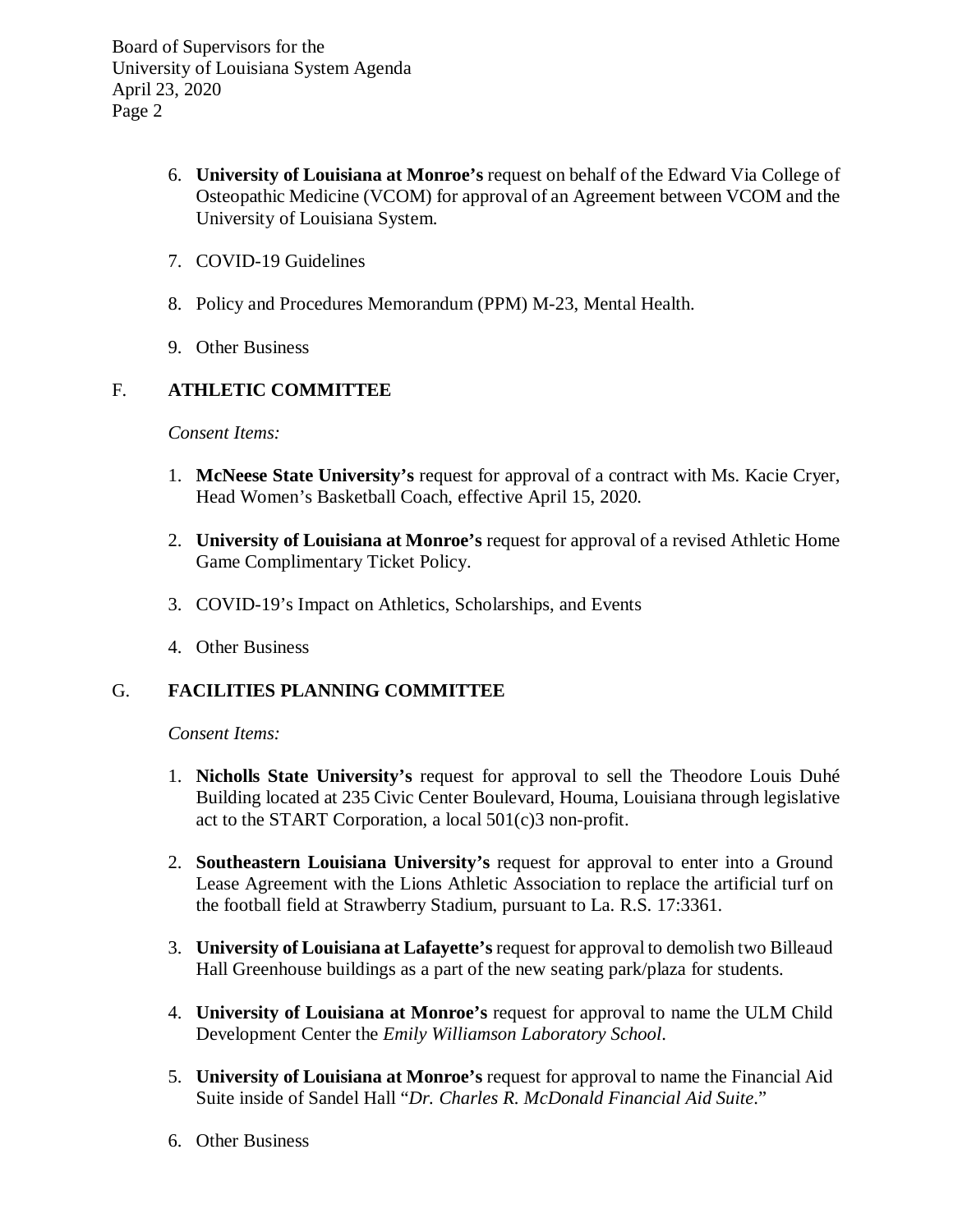6. **University of Louisiana at Monroe's** request on behalf of the Edward Via College of Osteopathic Medicine (VCOM) for approval of an Agreement between VCOM and the University of Louisiana System.

7. COVID-19 Guidelines

8. Policy and Procedures Memorandum (PPM) M-23, Mental Health.

9. Other Business

## F. ATHLETIC COMMITTEE

*Consent Items:*

1. **McNeese State University's** request for approval of a contract with Ms. Kacie Cryer, Head Women's Basketball Coach, effective April 15, 2020.

2. **University of Louisiana at Monroe's** request for approval of a revised Athletic Home Game Complimentary Ticket Policy.

3. COVID-19's Impact on Athletics, Scholarships, and Events

4. Other Business

## G. FACILITIES PLANNING COMMITTEE

*Consent Items:*

1. **Nicholls State University's** request for approval to sell the Theodore Louis Duhé Building located at 235 Civic Center Boulevard, Houma, Louisiana through legislative act to the START Corporation, a local 501(c)3 non-profit.

2. **Southeastern Louisiana University's** request for approval to enter into a Ground Lease Agreement with the Lions Athletic Association to replace the artificial turf on the football field at Strawberry Stadium, pursuant to La. R.S. 17:3361.

3. **University of Louisiana at Lafayette's** request for approval to demolish two Billeaud Hall Greenhouse buildings as a part of the new seating park/plaza for students.

4. **University of Louisiana at Monroe's** request for approval to name the ULM Child Development Center the *Emily Williamson Laboratory School*.

5. **University of Louisiana at Monroe's** request for approval to name the Financial Aid Suite inside of Sandel Hall "*Dr. Charles R. McDonald Financial Aid Suite*."

6. Other Business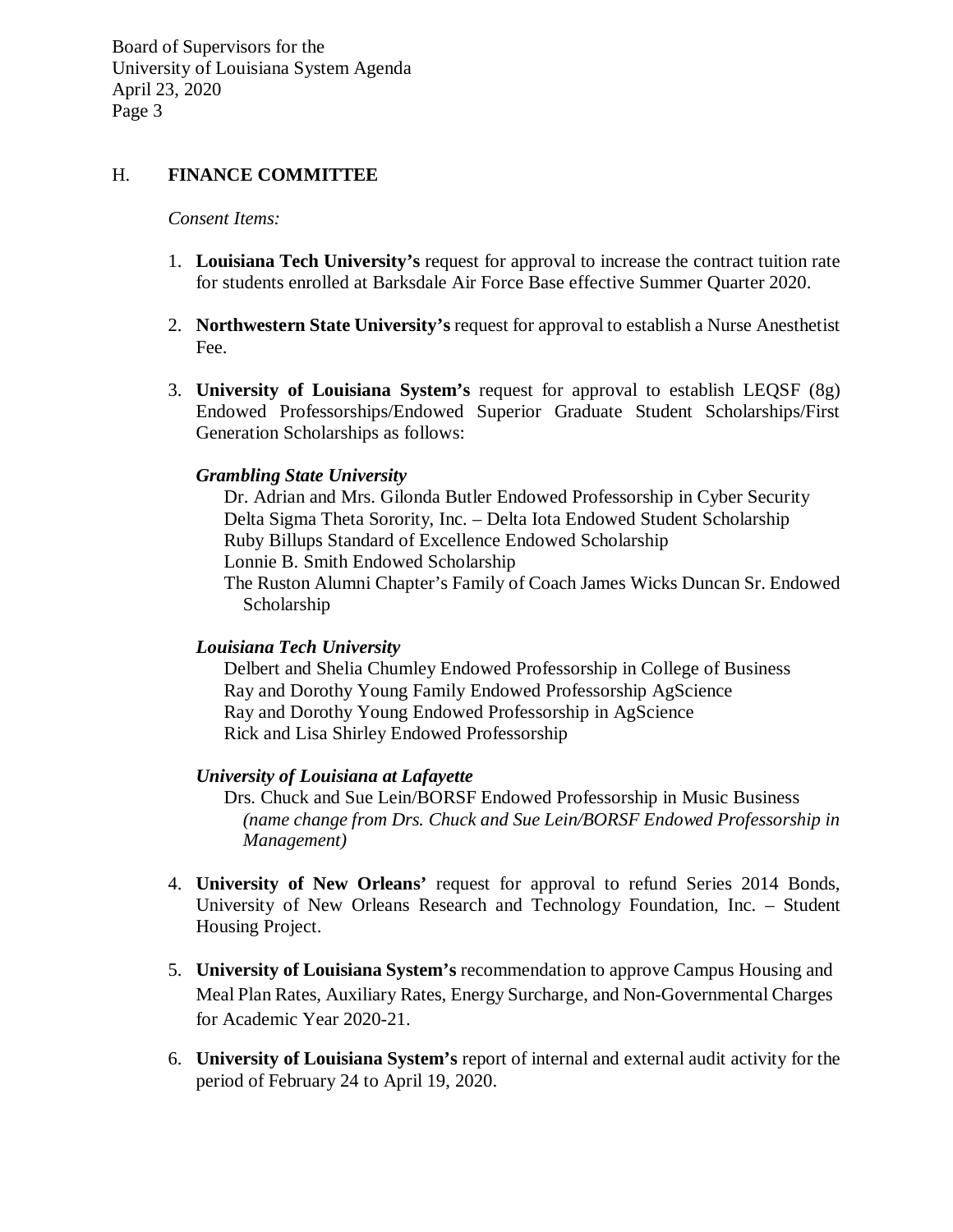## H. FINANCE COMMITTEE

*Consent Items:*

1. **Louisiana Tech University's** request for approval to increase the contract tuition rate for students enrolled at Barksdale Air Force Base effective Summer Quarter 2020.

2. **Northwestern State University's** request for approval to establish a Nurse Anesthetist Fee.

3. **University of Louisiana System's** request for approval to establish LEQSF (8g) Endowed Professorships/Endowed Superior Graduate Student Scholarships/First Generation Scholarships as follows:

   ***Grambling State University***
   
   Dr. Adrian and Mrs. Gilonda Butler Endowed Professorship in Cyber Security
   Delta Sigma Theta Sorority, Inc. – Delta Iota Endowed Student Scholarship
   Ruby Billups Standard of Excellence Endowed Scholarship
   Lonnie B. Smith Endowed Scholarship
   The Ruston Alumni Chapter's Family of Coach James Wicks Duncan Sr. Endowed Scholarship

   ***Louisiana Tech University***
   
   Delbert and Shelia Chumley Endowed Professorship in College of Business
   Ray and Dorothy Young Family Endowed Professorship AgScience
   Ray and Dorothy Young Endowed Professorship in AgScience
   Rick and Lisa Shirley Endowed Professorship

   ***University of Louisiana at Lafayette***
   
   Drs. Chuck and Sue Lein/BORSF Endowed Professorship in Music Business *(name change from Drs. Chuck and Sue Lein/BORSF Endowed Professorship in Management)*

4. **University of New Orleans'** request for approval to refund Series 2014 Bonds, University of New Orleans Research and Technology Foundation, Inc. – Student Housing Project.

5. **University of Louisiana System's** recommendation to approve Campus Housing and Meal Plan Rates, Auxiliary Rates, Energy Surcharge, and Non-Governmental Charges for Academic Year 2020-21.

6. **University of Louisiana System's** report of internal and external audit activity for the period of February 24 to April 19, 2020.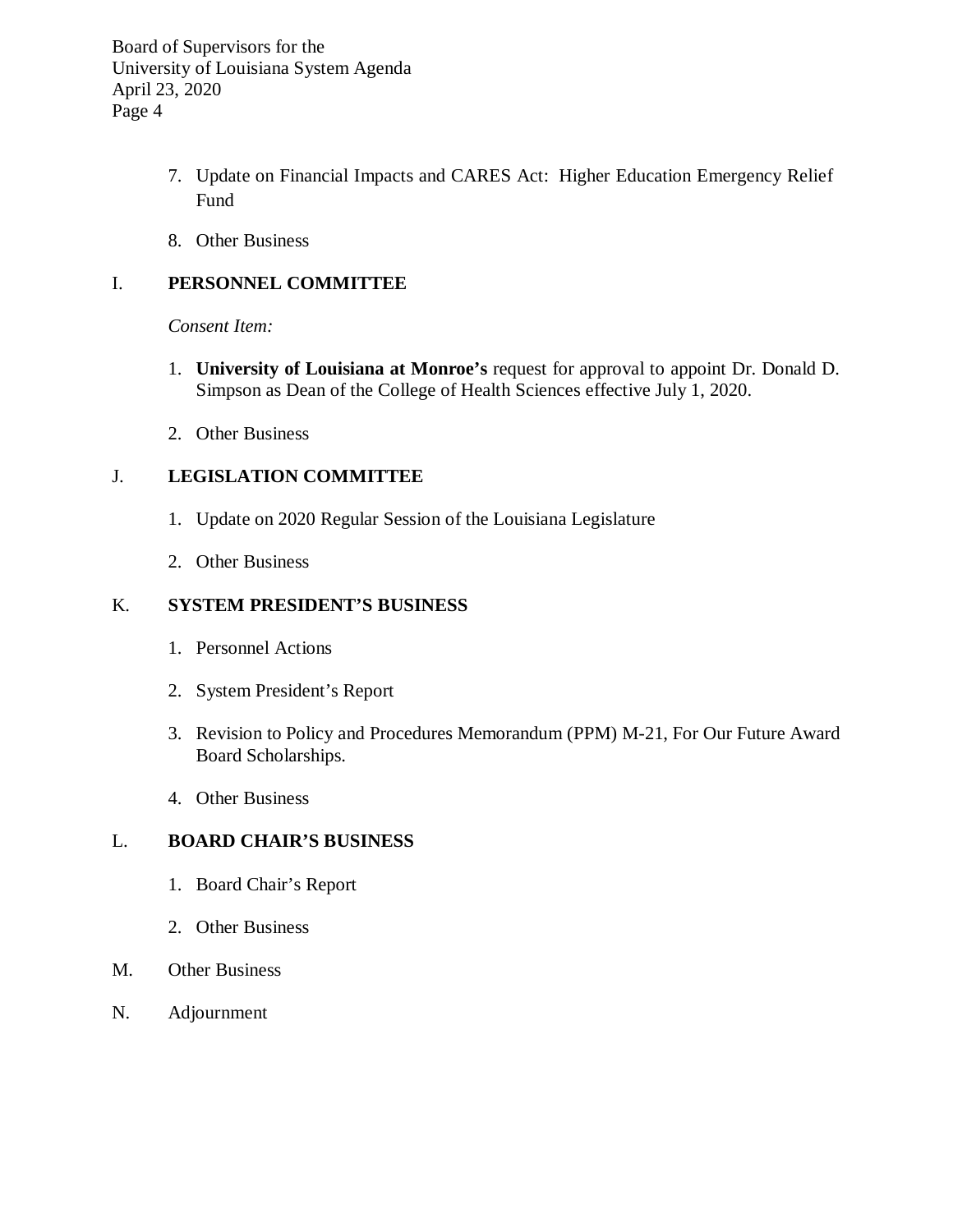7. Update on Financial Impacts and CARES Act: Higher Education Emergency Relief Fund

8. Other Business

I. **PERSONNEL COMMITTEE**

*Consent Item:*

1. **University of Louisiana at Monroe's** request for approval to appoint Dr. Donald D. Simpson as Dean of the College of Health Sciences effective July 1, 2020.

2. Other Business

J. **LEGISLATION COMMITTEE**

1. Update on 2020 Regular Session of the Louisiana Legislature

2. Other Business

K. **SYSTEM PRESIDENT'S BUSINESS**

1. Personnel Actions

2. System President's Report

3. Revision to Policy and Procedures Memorandum (PPM) M-21, For Our Future Award Board Scholarships.

4. Other Business

L. **BOARD CHAIR'S BUSINESS**

1. Board Chair's Report

2. Other Business

M. Other Business

N. Adjournment